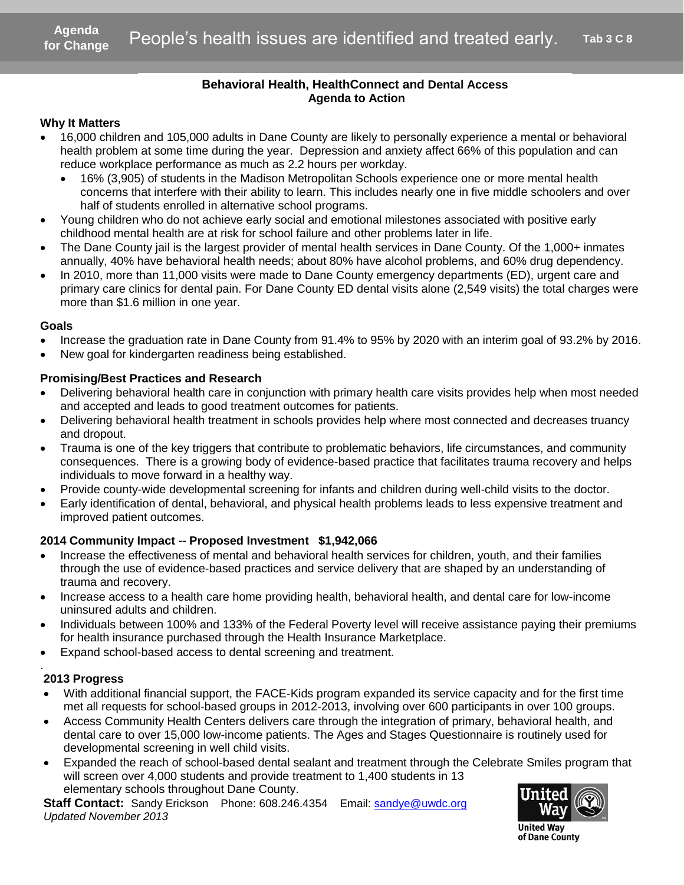**Agenda for Change** People's health issues are identified and treated early. **Tab 3 C 8**

## Behavioral Health, HealthConnect and Dental Access
## Agenda to Action

### Why It Matters

- 16,000 children and 105,000 adults in Dane County are likely to personally experience a mental or behavioral health problem at some time during the year. Depression and anxiety affect 66% of this population and can reduce workplace performance as much as 2.2 hours per workday.
  - 16% (3,905) of students in the Madison Metropolitan Schools experience one or more mental health concerns that interfere with their ability to learn. This includes nearly one in five middle schoolers and over half of students enrolled in alternative school programs.
- Young children who do not achieve early social and emotional milestones associated with positive early childhood mental health are at risk for school failure and other problems later in life.
- The Dane County jail is the largest provider of mental health services in Dane County. Of the 1,000+ inmates annually, 40% have behavioral health needs; about 80% have alcohol problems, and 60% drug dependency.
- In 2010, more than 11,000 visits were made to Dane County emergency departments (ED), urgent care and primary care clinics for dental pain. For Dane County ED dental visits alone (2,549 visits) the total charges were more than $1.6 million in one year.

### Goals

- Increase the graduation rate in Dane County from 91.4% to 95% by 2020 with an interim goal of 93.2% by 2016.
- New goal for kindergarten readiness being established.

### Promising/Best Practices and Research

- Delivering behavioral health care in conjunction with primary health care visits provides help when most needed and accepted and leads to good treatment outcomes for patients.
- Delivering behavioral health treatment in schools provides help where most connected and decreases truancy and dropout.
- Trauma is one of the key triggers that contribute to problematic behaviors, life circumstances, and community consequences. There is a growing body of evidence-based practice that facilitates trauma recovery and helps individuals to move forward in a healthy way.
- Provide county-wide developmental screening for infants and children during well-child visits to the doctor.
- Early identification of dental, behavioral, and physical health problems leads to less expensive treatment and improved patient outcomes.

### 2014 Community Impact -- Proposed Investment $1,942,066

- Increase the effectiveness of mental and behavioral health services for children, youth, and their families through the use of evidence-based practices and service delivery that are shaped by an understanding of trauma and recovery.
- Increase access to a health care home providing health, behavioral health, and dental care for low-income uninsured adults and children.
- Individuals between 100% and 133% of the Federal Poverty level will receive assistance paying their premiums for health insurance purchased through the Health Insurance Marketplace.
- Expand school-based access to dental screening and treatment.

### 2013 Progress

- With additional financial support, the FACE-Kids program expanded its service capacity and for the first time met all requests for school-based groups in 2012-2013, involving over 600 participants in over 100 groups.
- Access Community Health Centers delivers care through the integration of primary, behavioral health, and dental care to over 15,000 low-income patients. The Ages and Stages Questionnaire is routinely used for developmental screening in well child visits.
- Expanded the reach of school-based dental sealant and treatment through the Celebrate Smiles program that will screen over 4,000 students and provide treatment to 1,400 students in 13 elementary schools throughout Dane County.

**Staff Contact:** Sandy Erickson Phone: 608.246.4354 Email: sandye@uwdc.org
*Updated November 2013*

United Way of Dane County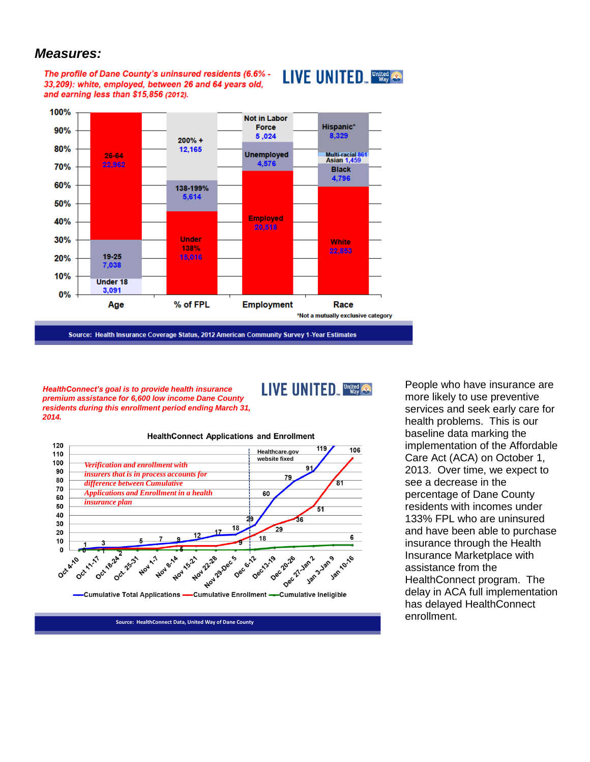## *Measures:*

*The profile of Dane County's uninsured residents (6.6% - 33,209): white, employed, between 26 and 64 years old, and earning less than $15,856 (2012).*

LIVE UNITED United Way

| Category | Segment | Count |
|---|---|---|
| Age | Under 18 | 3,091 |
| Age | 19-25 | 7,038 |
| Age | 26-64 | 22,962 |
| % of FPL | Under 138% | 15,016 |
| % of FPL | 138-199% | 5,614 |
| % of FPL | 200% + | 12,165 |
| Employment | Employed | 20,518 |
| Employment | Unemployed | 4,576 |
| Employment | Not in Labor Force | 5,024 |
| Race | White | 22,853 |
| Race | Black | 4,796 |
| Race | Asian | 1,459 |
| Race | Multi-racial | 861 |
| Race | Hispanic* | 8,329 |

*Not a mutually exclusive category

Source: Health Insurance Coverage Status, 2012 American Community Survey 1-Year Estimates

*HealthConnect's goal is to provide health insurance premium assistance for 6,600 low income Dane County residents during this enrollment period ending March 31, 2014.*

LIVE UNITED United Way

**HealthConnect Applications and Enrollment**

*Verification and enrollment with insurers that is in process accounts for difference between Cumulative Applications and Enrollment in a health insurance plan*

Healthcare.gov website fixed

| Week | Cumulative Total Applications | Cumulative Enrollment | Cumulative Ineligible |
|---|---|---|---|
| Oct 4-10 | 1 | 0 | |
| Oct 11-17 | 3 | 1 | |
| Oct 18-24 | 3 | 2 | |
| Oct. 25-31 | 5 | | |
| Nov 1-7 | 7 | | |
| Nov 8-14 | 9 | 5 | |
| Nov 15-21 | 12 | | |
| Nov 22-28 | 17 | | |
| Nov 29-Dec 5 | 18 | 9 | |
| Dec 6-12 | 29 | 18 | |
| Dec13-19 | 60 | 29 | |
| Dec 20-26 | 79 | 36 | |
| Dec 27-Jan 2 | 91 | 51 | |
| Jan 3-Jan 9 | 119 | 81 | |
| Jan 10-16 | | 106 | 6 |

Source: HealthConnect Data, United Way of Dane County

People who have insurance are more likely to use preventive services and seek early care for health problems. This is our baseline data marking the implementation of the Affordable Care Act (ACA) on October 1, 2013. Over time, we expect to see a decrease in the percentage of Dane County residents with incomes under 133% FPL who are uninsured and have been able to purchase insurance through the Health Insurance Marketplace with assistance from the HealthConnect program. The delay in ACA full implementation has delayed HealthConnect enrollment.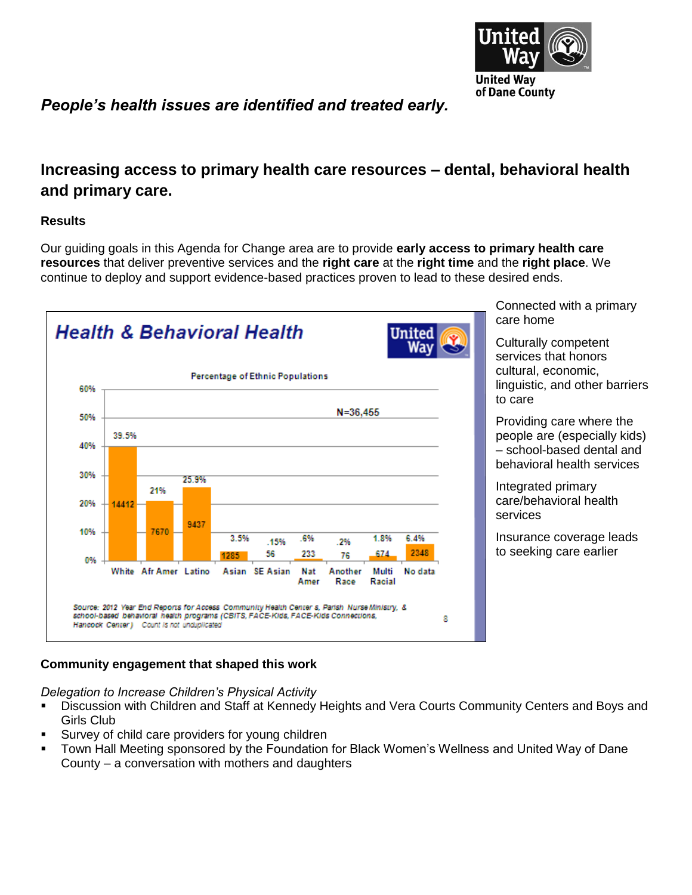*People's health issues are identified and treated early.*

## Increasing access to primary health care resources – dental, behavioral health and primary care.

### Results

Our guiding goals in this Agenda for Change area are to provide **early access to primary health care resources** that deliver preventive services and the **right care** at the **right time** and the **right place**. We continue to deploy and support evidence-based practices proven to lead to these desired ends.

**Health & Behavioral Health**

Percentage of Ethnic Populations

N=36,455

| Group | Percentage | Count |
|---|---|---|
| White | 39.5% | 14412 |
| Afr Amer | 21% | 7670 |
| Latino | 25.9% | 9437 |
| Asian | 3.5% | 1285 |
| SE Asian | .15% | 56 |
| Nat Amer | .6% | 233 |
| Another Race | .2% | 76 |
| Multi Racial | 1.8% | 674 |
| No data | 6.4% | 2348 |

Source: 2012 Year End Reports for Access Community Health Centers, Parish Nurse Ministry, & school-based behavioral health programs (CBITS, FACE-Kids, FACE-Kids Connections, Hancock Center) Count is not unduplicated

Connected with a primary care home

Culturally competent services that honors cultural, economic, linguistic, and other barriers to care

Providing care where the people are (especially kids) – school-based dental and behavioral health services

Integrated primary care/behavioral health services

Insurance coverage leads to seeking care earlier

### Community engagement that shaped this work

*Delegation to Increase Children's Physical Activity*

- Discussion with Children and Staff at Kennedy Heights and Vera Courts Community Centers and Boys and Girls Club
- Survey of child care providers for young children
- Town Hall Meeting sponsored by the Foundation for Black Women's Wellness and United Way of Dane County – a conversation with mothers and daughters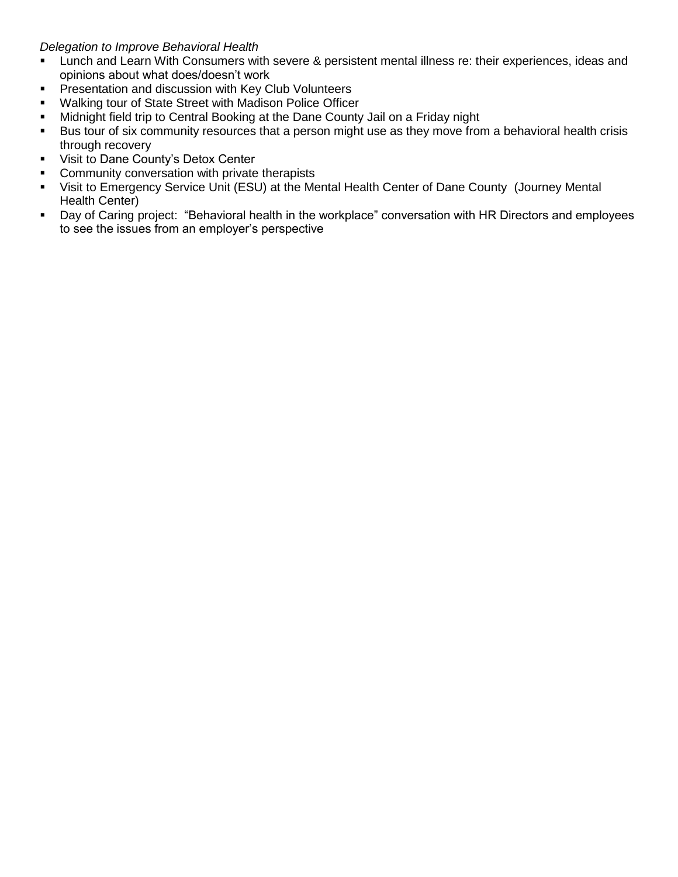*Delegation to Improve Behavioral Health*

- Lunch and Learn With Consumers with severe & persistent mental illness re: their experiences, ideas and opinions about what does/doesn't work
- Presentation and discussion with Key Club Volunteers
- Walking tour of State Street with Madison Police Officer
- Midnight field trip to Central Booking at the Dane County Jail on a Friday night
- Bus tour of six community resources that a person might use as they move from a behavioral health crisis through recovery
- Visit to Dane County's Detox Center
- Community conversation with private therapists
- Visit to Emergency Service Unit (ESU) at the Mental Health Center of Dane County (Journey Mental Health Center)
- Day of Caring project: "Behavioral health in the workplace" conversation with HR Directors and employees to see the issues from an employer's perspective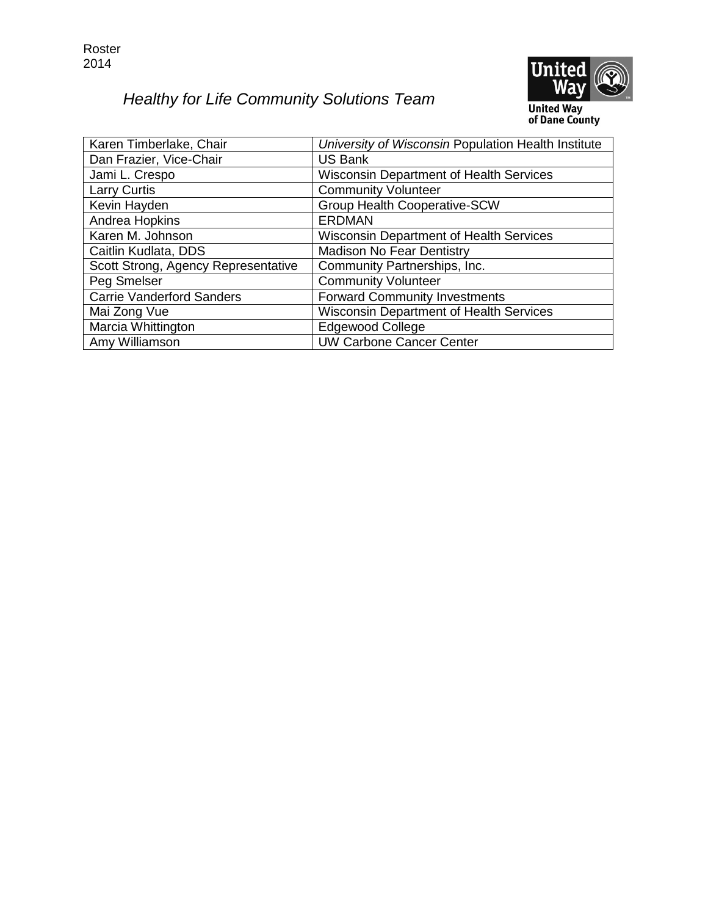Roster
2014

## *Healthy for Life Community Solutions Team*

United Way of Dane County

| | |
|---|---|
| Karen Timberlake, Chair | *University of Wisconsin* Population Health Institute |
| Dan Frazier, Vice-Chair | US Bank |
| Jami L. Crespo | Wisconsin Department of Health Services |
| Larry Curtis | Community Volunteer |
| Kevin Hayden | Group Health Cooperative-SCW |
| Andrea Hopkins | ERDMAN |
| Karen M. Johnson | Wisconsin Department of Health Services |
| Caitlin Kudlata, DDS | Madison No Fear Dentistry |
| Scott Strong, Agency Representative | Community Partnerships, Inc. |
| Peg Smelser | Community Volunteer |
| Carrie Vanderford Sanders | Forward Community Investments |
| Mai Zong Vue | Wisconsin Department of Health Services |
| Marcia Whittington | Edgewood College |
| Amy Williamson | UW Carbone Cancer Center |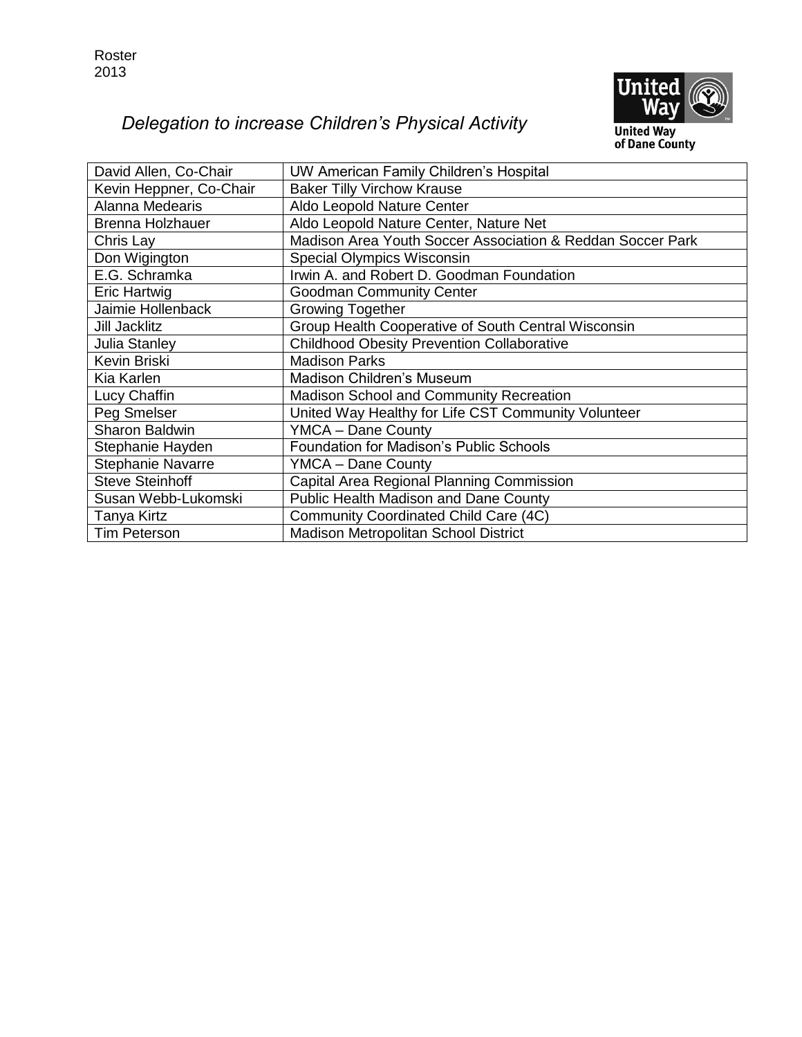Roster
2013

## *Delegation to increase Children's Physical Activity*

United Way of Dane County

| | |
|---|---|
| David Allen, Co-Chair | UW American Family Children's Hospital |
| Kevin Heppner, Co-Chair | Baker Tilly Virchow Krause |
| Alanna Medearis | Aldo Leopold Nature Center |
| Brenna Holzhauer | Aldo Leopold Nature Center, Nature Net |
| Chris Lay | Madison Area Youth Soccer Association & Reddan Soccer Park |
| Don Wigington | Special Olympics Wisconsin |
| E.G. Schramka | Irwin A. and Robert D. Goodman Foundation |
| Eric Hartwig | Goodman Community Center |
| Jaimie Hollenback | Growing Together |
| Jill Jacklitz | Group Health Cooperative of South Central Wisconsin |
| Julia Stanley | Childhood Obesity Prevention Collaborative |
| Kevin Briski | Madison Parks |
| Kia Karlen | Madison Children's Museum |
| Lucy Chaffin | Madison School and Community Recreation |
| Peg Smelser | United Way Healthy for Life CST Community Volunteer |
| Sharon Baldwin | YMCA – Dane County |
| Stephanie Hayden | Foundation for Madison's Public Schools |
| Stephanie Navarre | YMCA – Dane County |
| Steve Steinhoff | Capital Area Regional Planning Commission |
| Susan Webb-Lukomski | Public Health Madison and Dane County |
| Tanya Kirtz | Community Coordinated Child Care (4C) |
| Tim Peterson | Madison Metropolitan School District |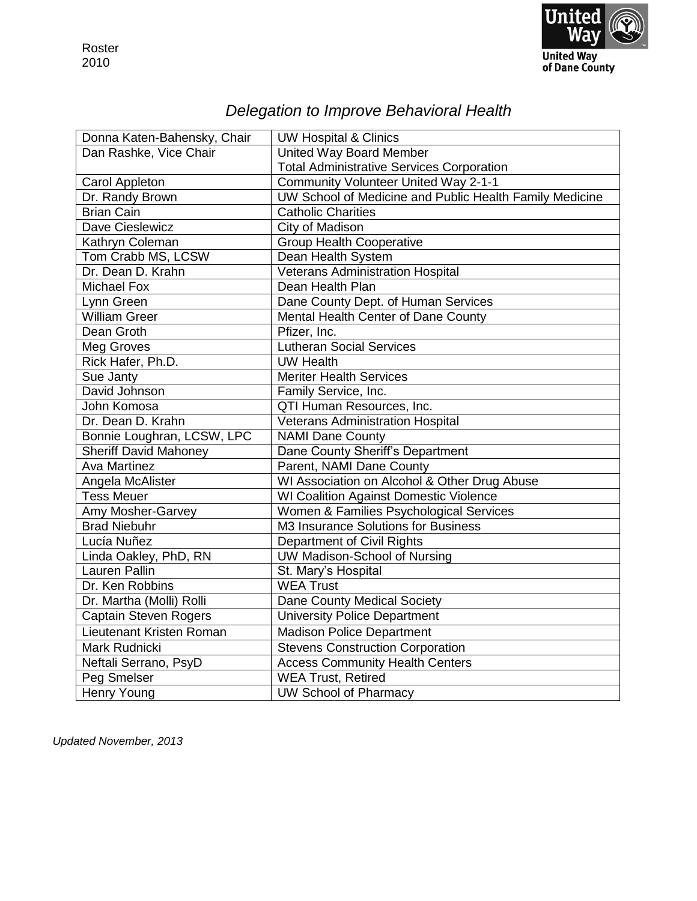Roster
2010

United Way of Dane County

## *Delegation to Improve Behavioral Health*

| | |
|---|---|
| Donna Katen-Bahensky, Chair | UW Hospital & Clinics |
| Dan Rashke, Vice Chair | United Way Board Member<br>Total Administrative Services Corporation |
| Carol Appleton | Community Volunteer United Way 2-1-1 |
| Dr. Randy Brown | UW School of Medicine and Public Health Family Medicine |
| Brian Cain | Catholic Charities |
| Dave Cieslewicz | City of Madison |
| Kathryn Coleman | Group Health Cooperative |
| Tom Crabb MS, LCSW | Dean Health System |
| Dr. Dean D. Krahn | Veterans Administration Hospital |
| Michael Fox | Dean Health Plan |
| Lynn Green | Dane County Dept. of Human Services |
| William Greer | Mental Health Center of Dane County |
| Dean Groth | Pfizer, Inc. |
| Meg Groves | Lutheran Social Services |
| Rick Hafer, Ph.D. | UW Health |
| Sue Janty | Meriter Health Services |
| David Johnson | Family Service, Inc. |
| John Komosa | QTI Human Resources, Inc. |
| Dr. Dean D. Krahn | Veterans Administration Hospital |
| Bonnie Loughran, LCSW, LPC | NAMI Dane County |
| Sheriff David Mahoney | Dane County Sheriff's Department |
| Ava Martinez | Parent, NAMI Dane County |
| Angela McAlister | WI Association on Alcohol & Other Drug Abuse |
| Tess Meuer | WI Coalition Against Domestic Violence |
| Amy Mosher-Garvey | Women & Families Psychological Services |
| Brad Niebuhr | M3 Insurance Solutions for Business |
| Lucía Nuñez | Department of Civil Rights |
| Linda Oakley, PhD, RN | UW Madison-School of Nursing |
| Lauren Pallin | St. Mary's Hospital |
| Dr. Ken Robbins | WEA Trust |
| Dr. Martha (Molli) Rolli | Dane County Medical Society |
| Captain Steven Rogers | University Police Department |
| Lieutenant Kristen Roman | Madison Police Department |
| Mark Rudnicki | Stevens Construction Corporation |
| Neftali Serrano, PsyD | Access Community Health Centers |
| Peg Smelser | WEA Trust, Retired |
| Henry Young | UW School of Pharmacy |

*Updated November, 2013*